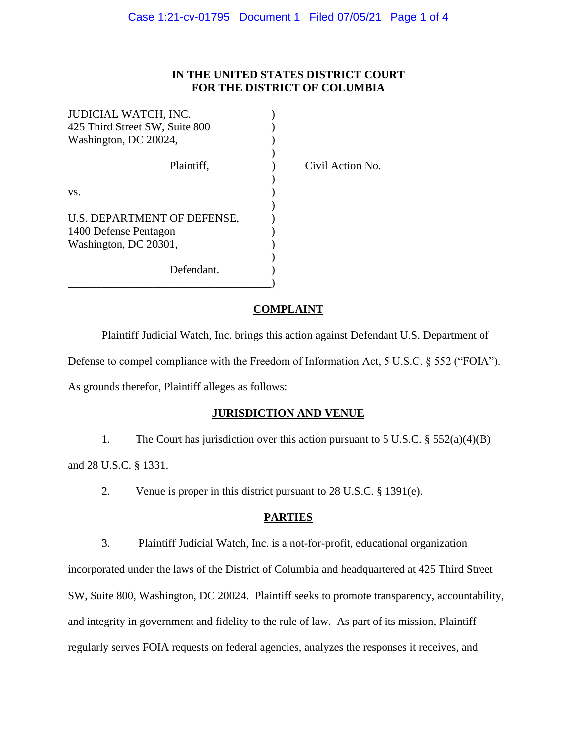# IN THE UNITED STATES DISTRICT COURT FOR THE DISTRICT OF COLUMBIA

| | | |
|---|---|---|
| JUDICIAL WATCH, INC.<br>425 Third Street SW, Suite 800<br>Washington, DC 20024,<br><br>Plaintiff, | ) | Civil Action No. |
| vs. | ) | |
| U.S. DEPARTMENT OF DEFENSE,<br>1400 Defense Pentagon<br>Washington, DC 20301,<br><br>Defendant. | ) | |

## COMPLAINT

Plaintiff Judicial Watch, Inc. brings this action against Defendant U.S. Department of Defense to compel compliance with the Freedom of Information Act, 5 U.S.C. § 552 ("FOIA"). As grounds therefor, Plaintiff alleges as follows:

## JURISDICTION AND VENUE

1. The Court has jurisdiction over this action pursuant to 5 U.S.C. § 552(a)(4)(B) and 28 U.S.C. § 1331.

2. Venue is proper in this district pursuant to 28 U.S.C. § 1391(e).

## PARTIES

3. Plaintiff Judicial Watch, Inc. is a not-for-profit, educational organization incorporated under the laws of the District of Columbia and headquartered at 425 Third Street SW, Suite 800, Washington, DC 20024. Plaintiff seeks to promote transparency, accountability, and integrity in government and fidelity to the rule of law. As part of its mission, Plaintiff regularly serves FOIA requests on federal agencies, analyzes the responses it receives, and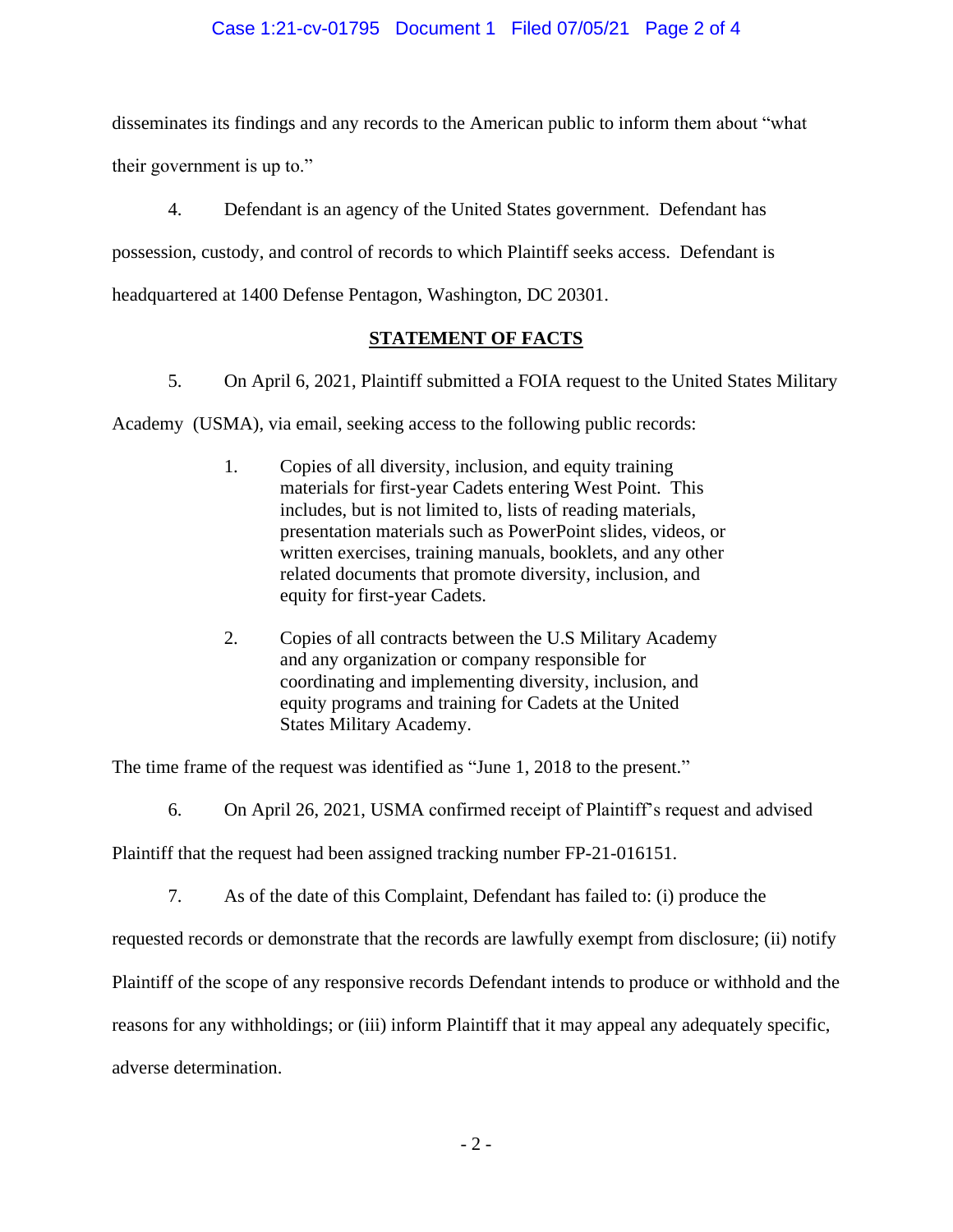disseminates its findings and any records to the American public to inform them about "what their government is up to."

4. Defendant is an agency of the United States government. Defendant has possession, custody, and control of records to which Plaintiff seeks access. Defendant is headquartered at 1400 Defense Pentagon, Washington, DC 20301.

## STATEMENT OF FACTS

5. On April 6, 2021, Plaintiff submitted a FOIA request to the United States Military Academy (USMA), via email, seeking access to the following public records:

> 1. Copies of all diversity, inclusion, and equity training materials for first-year Cadets entering West Point. This includes, but is not limited to, lists of reading materials, presentation materials such as PowerPoint slides, videos, or written exercises, training manuals, booklets, and any other related documents that promote diversity, inclusion, and equity for first-year Cadets.
>
> 2. Copies of all contracts between the U.S Military Academy and any organization or company responsible for coordinating and implementing diversity, inclusion, and equity programs and training for Cadets at the United States Military Academy.

The time frame of the request was identified as "June 1, 2018 to the present."

6. On April 26, 2021, USMA confirmed receipt of Plaintiff's request and advised Plaintiff that the request had been assigned tracking number FP-21-016151.

7. As of the date of this Complaint, Defendant has failed to: (i) produce the requested records or demonstrate that the records are lawfully exempt from disclosure; (ii) notify Plaintiff of the scope of any responsive records Defendant intends to produce or withhold and the reasons for any withholdings; or (iii) inform Plaintiff that it may appeal any adequately specific, adverse determination.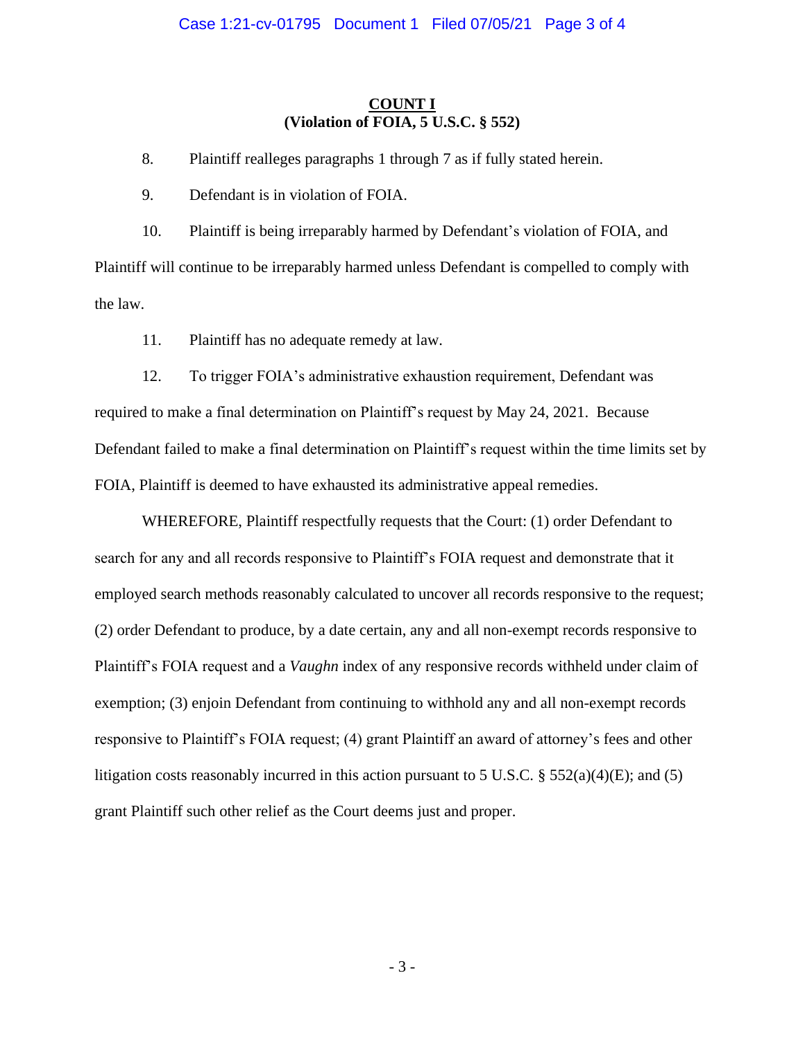**COUNT I**
**(Violation of FOIA, 5 U.S.C. § 552)**

8. Plaintiff realleges paragraphs 1 through 7 as if fully stated herein.

9. Defendant is in violation of FOIA.

10. Plaintiff is being irreparably harmed by Defendant's violation of FOIA, and Plaintiff will continue to be irreparably harmed unless Defendant is compelled to comply with the law.

11. Plaintiff has no adequate remedy at law.

12. To trigger FOIA's administrative exhaustion requirement, Defendant was required to make a final determination on Plaintiff's request by May 24, 2021. Because Defendant failed to make a final determination on Plaintiff's request within the time limits set by FOIA, Plaintiff is deemed to have exhausted its administrative appeal remedies.

WHEREFORE, Plaintiff respectfully requests that the Court: (1) order Defendant to search for any and all records responsive to Plaintiff's FOIA request and demonstrate that it employed search methods reasonably calculated to uncover all records responsive to the request; (2) order Defendant to produce, by a date certain, any and all non-exempt records responsive to Plaintiff's FOIA request and a *Vaughn* index of any responsive records withheld under claim of exemption; (3) enjoin Defendant from continuing to withhold any and all non-exempt records responsive to Plaintiff's FOIA request; (4) grant Plaintiff an award of attorney's fees and other litigation costs reasonably incurred in this action pursuant to 5 U.S.C. § 552(a)(4)(E); and (5) grant Plaintiff such other relief as the Court deems just and proper.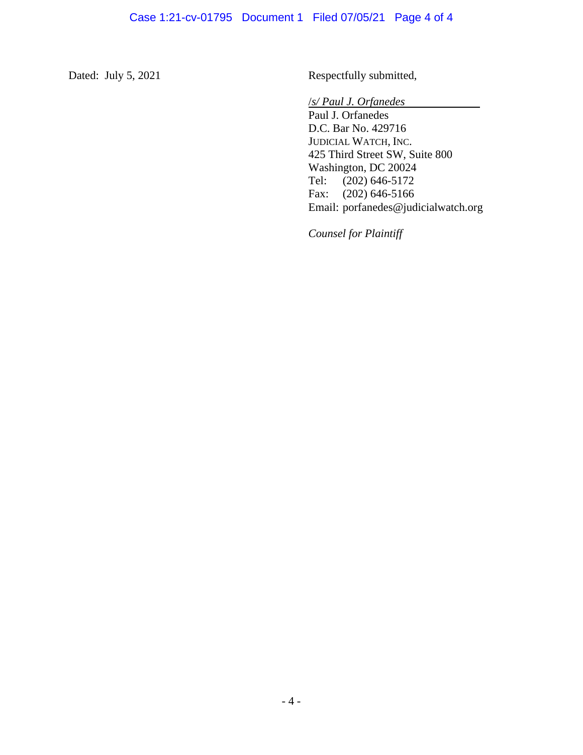Dated: July 5, 2021

Respectfully submitted,

*/s/ Paul J. Orfanedes*
Paul J. Orfanedes
D.C. Bar No. 429716
JUDICIAL WATCH, INC.
425 Third Street SW, Suite 800
Washington, DC 20024
Tel: (202) 646-5172
Fax: (202) 646-5166
Email: porfanedes@judicialwatch.org

*Counsel for Plaintiff*